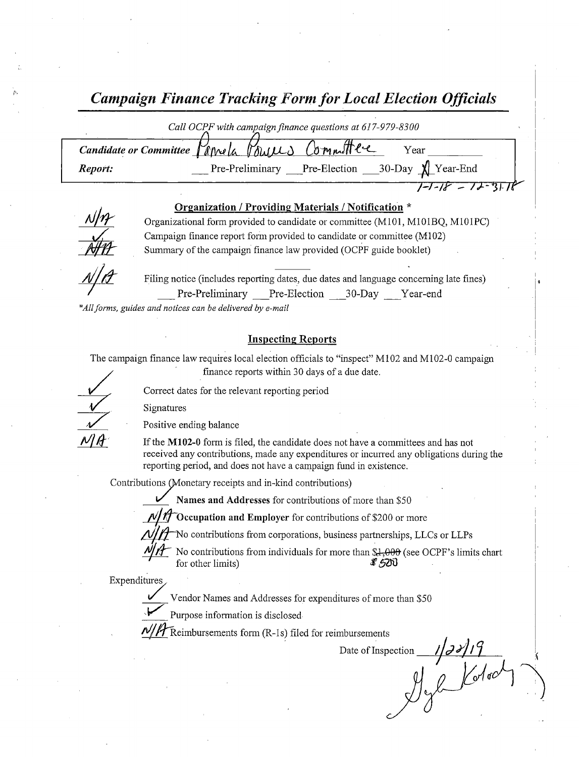# *Campaign Finance Tracking Form for Local Election Officials*

*Call OCPF with campaign finance questions at 617-979-8300*

**Candidate or Committee** Pamela Powers Committee Year ________

**Report:** ___ Pre-Preliminary ___ Pre-Election ___ 30-Day X Year-End

1-1-18 – 12-31-18

## Organization / Providing Materials / Notification *

N/A Organizational form provided to candidate or committee (M101, M101BQ, M101PC)

✓ Campaign finance report form provided to candidate or committee (M102)

N/A Summary of the campaign finance law provided (OCPF guide booklet)

N/A Filing notice (includes reporting dates, due dates and language concerning late fines)

___ Pre-Preliminary ___ Pre-Election ___ 30-Day ___ Year-end

*All forms, guides and notices can be delivered by e-mail

## Inspecting Reports

The campaign finance law requires local election officials to "inspect" M102 and M102-0 campaign finance reports within 30 days of a due date.

✓ Correct dates for the relevant reporting period

✓ Signatures

✓ Positive ending balance

N/A If the **M102-0** form is filed, the candidate does not have a committees and has not received any contributions, made any expenditures or incurred any obligations during the reporting period, and does not have a campaign fund in existence.

Contributions (Monetary receipts and in-kind contributions)

✓ **Names and Addresses** for contributions of more than $50

N/A **Occupation and Employer** for contributions of $200 or more

N/A No contributions from corporations, business partnerships, LLCs or LLPs

N/A No contributions from individuals for more than ~~$1,000~~ $500 (see OCPF's limits chart for other limits)

Expenditures

✓ Vendor Names and Addresses for expenditures of more than $50

✓ Purpose information is disclosed

N/A Reimbursements form (R-1s) filed for reimbursements

Date of Inspection 1/22/19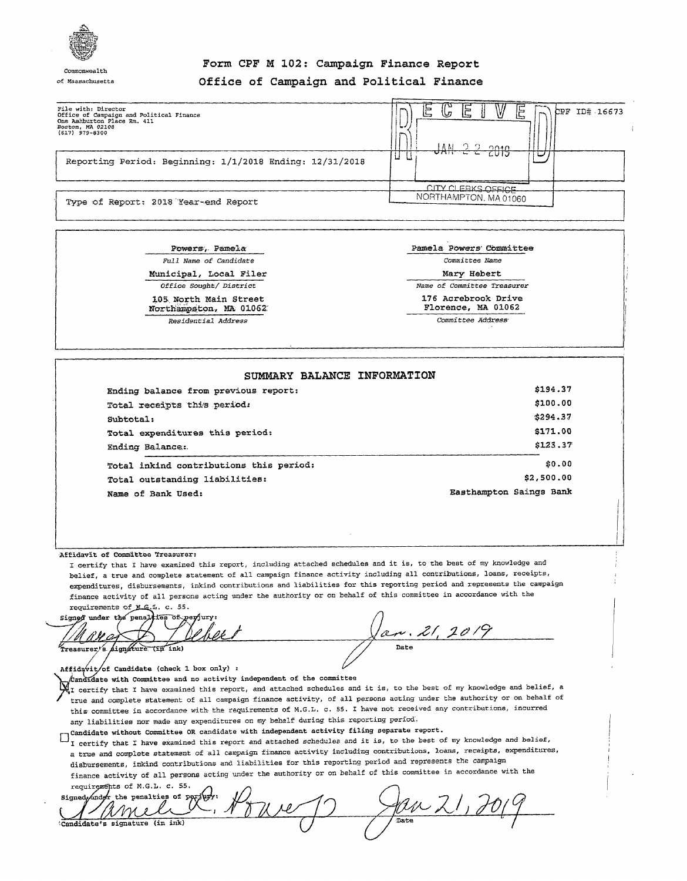Commonwealth of Massachusetts

# Form CPF M 102: Campaign Finance Report
## Office of Campaign and Political Finance

File with: Director
Office of Campaign and Political Finance
One Ashburton Place Rm. 411
Boston, MA 02108
(617) 979-8300

RECEIVED
JAN 22 2019
CITY CLERKS OFFICE
NORTHAMPTON, MA 01060

CPF ID# 16673

Reporting Period: Beginning: 1/1/2018 Ending: 12/31/2018

Type of Report: 2018 Year-end Report

| | |
|---|---|
| Powers, Pamela | Pamela Powers Committee |
| *Full Name of Candidate* | *Committee Name* |
| Municipal, Local Filer | Mary Hebert |
| *Office Sought/ District* | *Name of Committee Treasurer* |
| 105 North Main Street<br>Northampston, MA 01062 | 176 Acrebrook Drive<br>Florence, MA 01062 |
| *Residential Address* | *Committee Address* |

## SUMMARY BALANCE INFORMATION

| | |
|---|---|
| Ending balance from previous report: | $194.37 |
| Total receipts this period: | $100.00 |
| Subtotal: | $294.37 |
| Total expenditures this period: | $171.00 |
| Ending Balance: | $123.37 |
| Total inkind contributions this period: | $0.00 |
| Total outstanding liabilities: | $2,500.00 |
| Name of Bank Used: | Easthampton Saings Bank |

**Affidavit of Committee Treasurer:**

I certify that I have examined this report, including attached schedules and it is, to the best of my knowledge and belief, a true and complete statement of all campaign finance activity including all contributions, loans, receipts, expenditures, disbursements, inkind contributions and liabilities for this reporting period and represents the campaign finance activity of all persons acting under the authority or on behalf of this committee in accordance with the requirements of M.G.L. c. 55.

Signed under the penalties of perjury:

Mary D. Hebert — Jan. 21, 2019

Treasurer's signature (in ink) — Date

**Affidavit of Candidate (check 1 box only) :**

☒ **Candidate with Committee and no activity independent of the committee**
I certify that I have examined this report, and attached schedules and it is, to the best of my knowledge and belief, a true and complete statement of all campaign finance activity, of all persons acting under the authority or on behalf of this committee in accordance with the requirements of M.G.L. c. 55. I have not received any contributions, incurred any liabilities nor made any expenditures on my behalf during this reporting period.

☐ **Candidate without Committee OR candidate with independent activity filing separate report.**
I certify that I have examined this report and attached schedules and it is, to the best of my knowledge and belief, a true and complete statement of all campaign finance activity including all contributions, loans, receipts, expenditures, disbursements, inkind contributions and liabilities for this reporting period and represents the campaign finance activity of all persons acting under the authority or on behalf of this committee in accordance with the requirements of M.G.L. c. 55.

Signed under the penalties of perjury:

Pamela R. Powers — Jan 21, 2019

Candidate's signature (in ink) — Date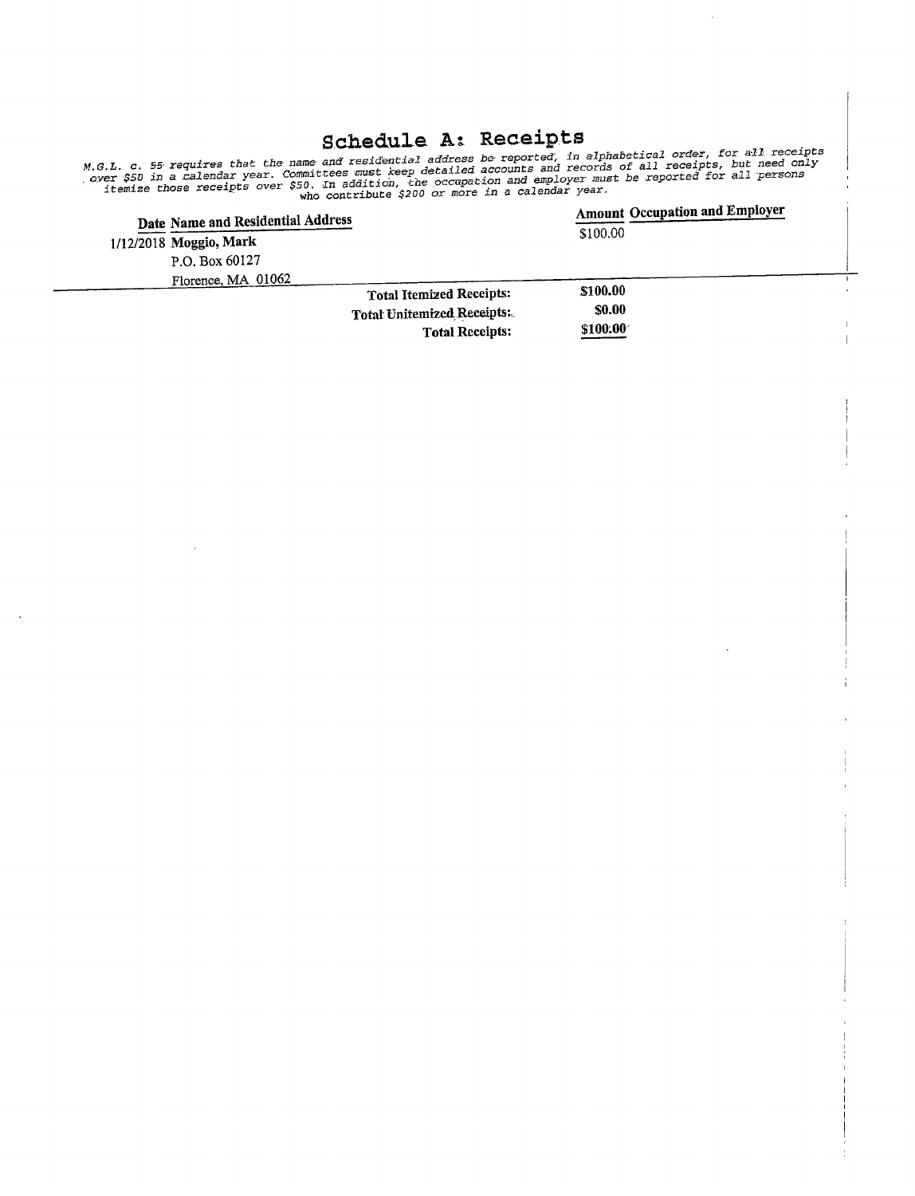# Schedule A: Receipts

*M.G.L. c. 55 requires that the name and residential address be reported, in alphabetical order, for all receipts over $50 in a calendar year. Committees must keep detailed accounts and records of all receipts, but need only itemize those receipts over $50. In addition, the occupation and employer must be reported for all persons who contribute $200 or more in a calendar year.*

| Date | Name and Residential Address | Amount | Occupation and Employer |
|---|---|---|---|
| 1/12/2018 | **Moggio, Mark**<br>P.O. Box 60127<br>Florence, MA 01062 | $100.00 | |

| | |
|---|---|
| **Total Itemized Receipts:** | **$100.00** |
| **Total Unitemized Receipts:** | **$0.00** |
| **Total Receipts:** | **$100.00** |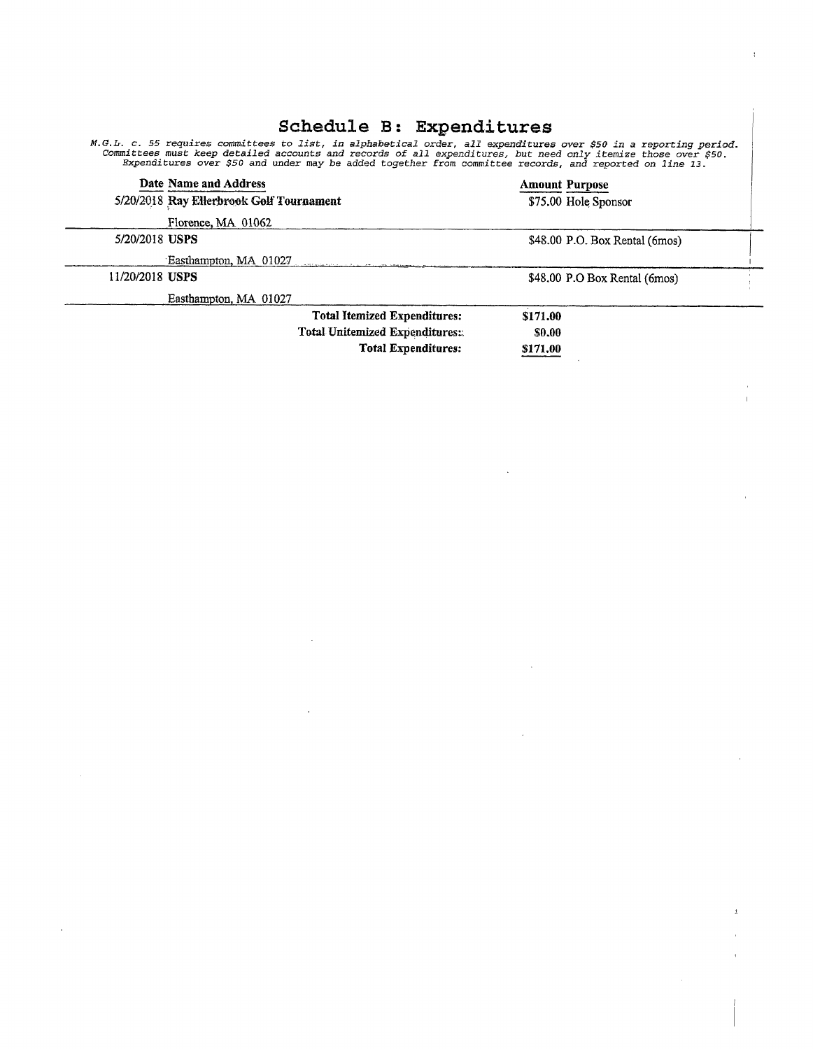# Schedule B: Expenditures

*M.G.L. c. 55 requires committees to list, in alphabetical order, all expenditures over $50 in a reporting period. Committees must keep detailed accounts and records of all expenditures, but need only itemize those over $50. Expenditures over $50 and under may be added together from committee records, and reported on line 13.*

| Date | Name and Address | Amount | Purpose |
|---|---|---|---|
| 5/20/2018 | **Ray Ellerbrook Golf Tournament**<br>Florence, MA 01062 | $75.00 | Hole Sponsor |
| 5/20/2018 | **USPS**<br>Easthampton, MA 01027 | $48.00 | P.O. Box Rental (6mos) |
| 11/20/2018 | **USPS**<br>Easthampton, MA 01027 | $48.00 | P.O Box Rental (6mos) |

| | |
|---|---|
| **Total Itemized Expenditures:** | **$171.00** |
| **Total Unitemized Expenditures:** | **$0.00** |
| **Total Expenditures:** | **$171.00** |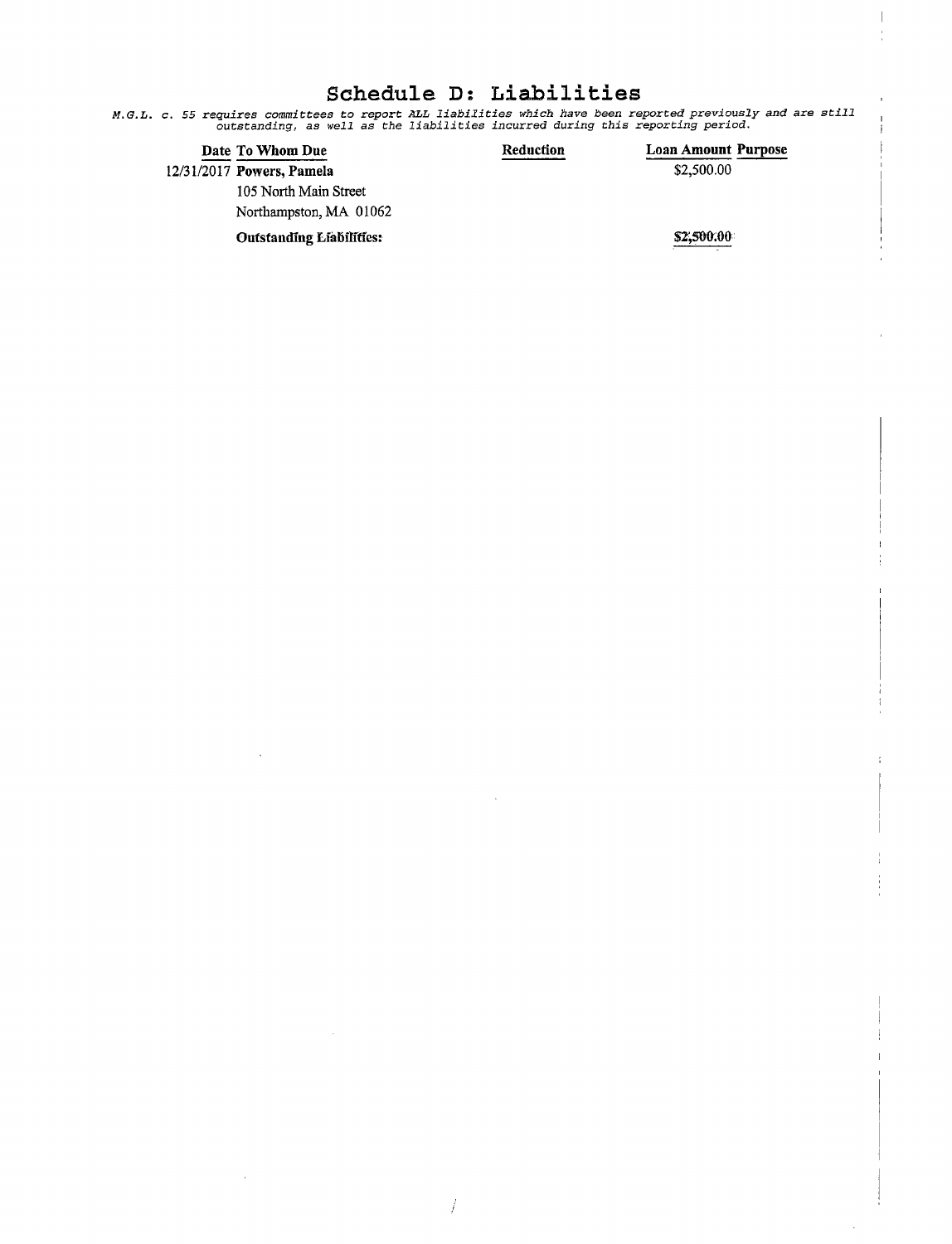# Schedule D: Liabilities

*M.G.L. c. 55 requires committees to report ALL liabilities which have been reported previously and are still outstanding, as well as the liabilities incurred during this reporting period.*

| Date | To Whom Due | Reduction | Loan Amount | Purpose |
|---|---|---|---|---|
| 12/31/2017 | **Powers, Pamela**<br>105 North Main Street<br>Northampston, MA 01062 | | $2,500.00 | |
| | **Outstanding Liabilities:** | | $2,500.00 | |